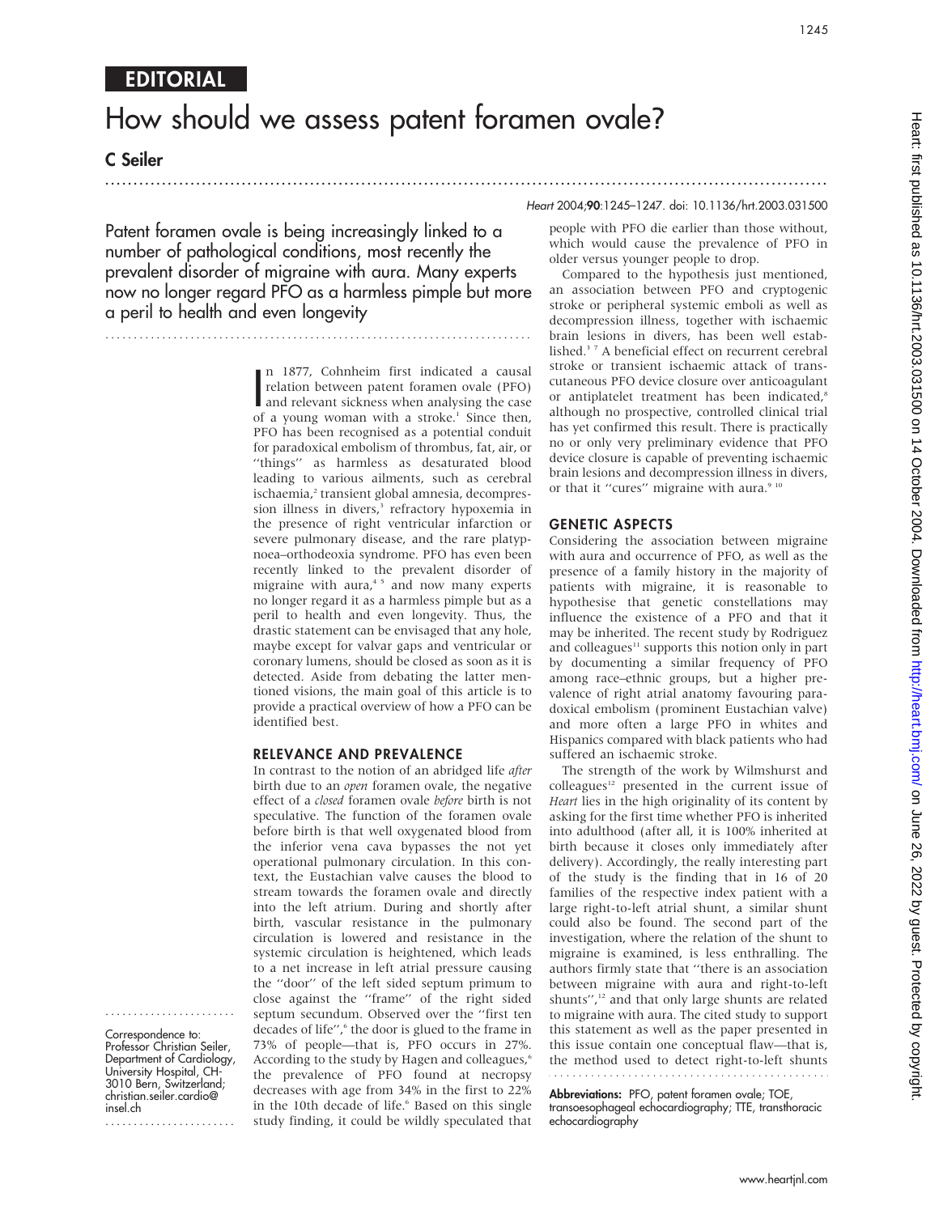EDITORIAL

# How should we assess patent foramen ovale?

**C Seiler**

Heart 2004;**90**:1245–1247. doi: 10.1136/hrt.2003.031500

Patent foramen ovale is being increasingly linked to a number of pathological conditions, most recently the prevalent disorder of migraine with aura. Many experts now no longer regard PFO as a harmless pimple but more a peril to health and even longevity

In 1877, Cohnheim first indicated a causal relation between patent foramen ovale (PFO) and relevant sickness when analysing the case of a young woman with a stroke.[1] Since then, PFO has been recognised as a potential conduit for paradoxical embolism of thrombus, fat, air, or "things" as harmless as desaturated blood leading to various ailments, such as cerebral ischaemia,[2] transient global amnesia, decompression illness in divers,[3] refractory hypoxemia in the presence of right ventricular infarction or severe pulmonary disease, and the rare platypnoea–orthodeoxia syndrome. PFO has even been recently linked to the prevalent disorder of migraine with aura,[4 5] and now many experts no longer regard it as a harmless pimple but as a peril to health and even longevity. Thus, the drastic statement can be envisaged that any hole, maybe except for valvar gaps and ventricular or coronary lumens, should be closed as soon as it is detected. Aside from debating the latter mentioned visions, the main goal of this article is to provide a practical overview of how a PFO can be identified best.

## RELEVANCE AND PREVALENCE

In contrast to the notion of an abridged life *after* birth due to an *open* foramen ovale, the negative effect of a *closed* foramen ovale *before* birth is not speculative. The function of the foramen ovale before birth is that well oxygenated blood from the inferior vena cava bypasses the not yet operational pulmonary circulation. In this context, the Eustachian valve causes the blood to stream towards the foramen ovale and directly into the left atrium. During and shortly after birth, vascular resistance in the pulmonary circulation is lowered and resistance in the systemic circulation is heightened, which leads to a net increase in left atrial pressure causing the "door" of the left sided septum primum to close against the "frame" of the right sided septum secundum. Observed over the "first ten decades of life",[6] the door is glued to the frame in 73% of people—that is, PFO occurs in 27%. According to the study by Hagen and colleagues,[6] the prevalence of PFO found at necropsy decreases with age from 34% in the first to 22% in the 10th decade of life.[6] Based on this single study finding, it could be wildly speculated that people with PFO die earlier than those without, which would cause the prevalence of PFO in older versus younger people to drop.

Compared to the hypothesis just mentioned, an association between PFO and cryptogenic stroke or peripheral systemic emboli as well as decompression illness, together with ischaemic brain lesions in divers, has been well established.[3 7] A beneficial effect on recurrent cerebral stroke or transient ischaemic attack of transcutaneous PFO device closure over anticoagulant or antiplatelet treatment has been indicated,[8] although no prospective, controlled clinical trial has yet confirmed this result. There is practically no or only very preliminary evidence that PFO device closure is capable of preventing ischaemic brain lesions and decompression illness in divers, or that it "cures" migraine with aura.[9 10]

## GENETIC ASPECTS

Considering the association between migraine with aura and occurrence of PFO, as well as the presence of a family history in the majority of patients with migraine, it is reasonable to hypothesise that genetic constellations may influence the existence of a PFO and that it may be inherited. The recent study by Rodriguez and colleagues[11] supports this notion only in part by documenting a similar frequency of PFO among race–ethnic groups, but a higher prevalence of right atrial anatomy favouring paradoxical embolism (prominent Eustachian valve) and more often a large PFO in whites and Hispanics compared with black patients who had suffered an ischaemic stroke.

The strength of the work by Wilmshurst and colleagues[12] presented in the current issue of *Heart* lies in the high originality of its content by asking for the first time whether PFO is inherited into adulthood (after all, it is 100% inherited at birth because it closes only immediately after delivery). Accordingly, the really interesting part of the study is the finding that in 16 of 20 families of the respective index patient with a large right-to-left atrial shunt, a similar shunt could also be found. The second part of the investigation, where the relation of the shunt to migraine is examined, is less enthralling. The authors firmly state that "there is an association between migraine with aura and right-to-left shunts",[12] and that only large shunts are related to migraine with aura. The cited study to support this statement as well as the paper presented in this issue contain one conceptual flaw—that is, the method used to detect right-to-left shunts

Correspondence to: Professor Christian Seiler, Department of Cardiology, University Hospital, CH-3010 Bern, Switzerland; christian.seiler.cardio@insel.ch

**Abbreviations:** PFO, patent foramen ovale; TOE, transoesophageal echocardiography; TTE, transthoracic echocardiography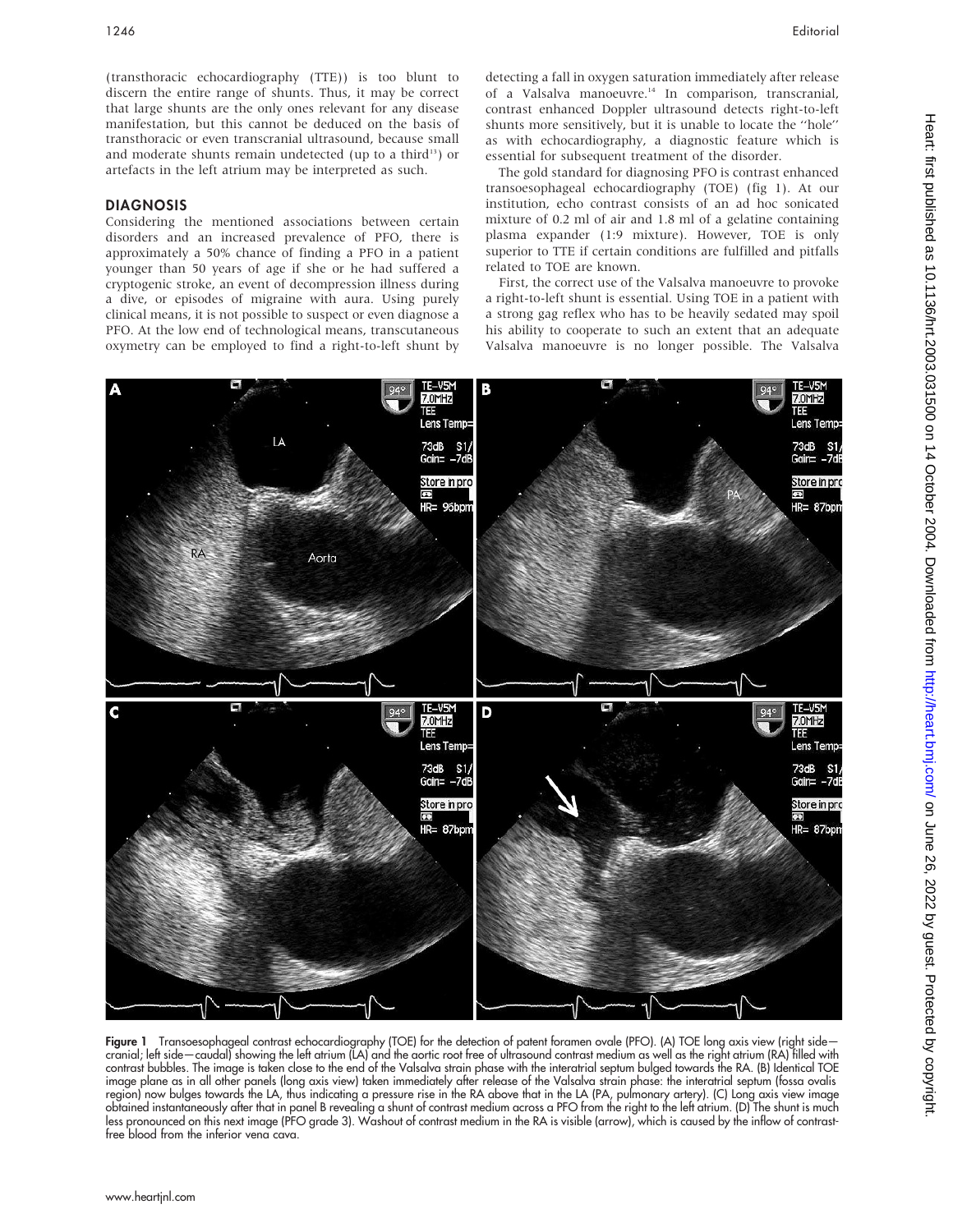(transthoracic echocardiography (TTE)) is too blunt to discern the entire range of shunts. Thus, it may be correct that large shunts are the only ones relevant for any disease manifestation, but this cannot be deduced on the basis of transthoracic or even transcranial ultrasound, because small and moderate shunts remain undetected (up to a third[13]) or artefacts in the left atrium may be interpreted as such.

## DIAGNOSIS

Considering the mentioned associations between certain disorders and an increased prevalence of PFO, there is approximately a 50% chance of finding a PFO in a patient younger than 50 years of age if she or he had suffered a cryptogenic stroke, an event of decompression illness during a dive, or episodes of migraine with aura. Using purely clinical means, it is not possible to suspect or even diagnose a PFO. At the low end of technological means, transcutaneous oxymetry can be employed to find a right-to-left shunt by detecting a fall in oxygen saturation immediately after release of a Valsalva manoeuvre.[14] In comparison, transcranial, contrast enhanced Doppler ultrasound detects right-to-left shunts more sensitively, but it is unable to locate the "hole" as with echocardiography, a diagnostic feature which is essential for subsequent treatment of the disorder.

The gold standard for diagnosing PFO is contrast enhanced transoesophageal echocardiography (TOE) (fig 1). At our institution, echo contrast consists of an ad hoc sonicated mixture of 0.2 ml of air and 1.8 ml of a gelatine containing plasma expander (1:9 mixture). However, TOE is only superior to TTE if certain conditions are fulfilled and pitfalls related to TOE are known.

First, the correct use of the Valsalva manoeuvre to provoke a right-to-left shunt is essential. Using TOE in a patient with a strong gag reflex who has to be heavily sedated may spoil his ability to cooperate to such an extent that an adequate Valsalva manoeuvre is no longer possible. The Valsalva

**Figure 1** Transoesophageal contrast echocardiography (TOE) for the detection of patent foramen ovale (PFO). (A) TOE long axis view (right side—cranial; left side—caudal) showing the left atrium (LA) and the aortic root free of ultrasound contrast medium as well as the right atrium (RA) filled with contrast bubbles. The image is taken close to the end of the Valsalva strain phase with the interatrial septum bulged towards the RA. (B) Identical TOE image plane as in all other panels (long axis view) taken immediately after release of the Valsalva strain phase: the interatrial septum (fossa ovalis region) now bulges towards the LA, thus indicating a pressure rise in the RA above that in the LA (PA, pulmonary artery). (C) Long axis view image obtained instantaneously after that in panel B revealing a shunt of contrast medium across a PFO from the right to the left atrium. (D) The shunt is much less pronounced on this next image (PFO grade 3). Washout of contrast medium in the RA is visible (arrow), which is caused by the inflow of contrast-free blood from the inferior vena cava.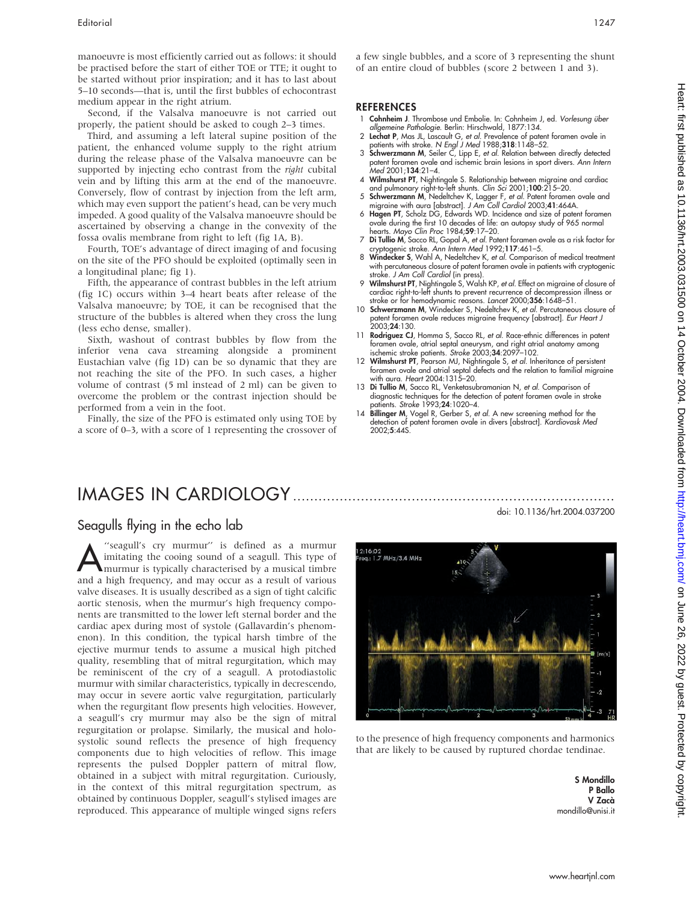manoeuvre is most efficiently carried out as follows: it should be practised before the start of either TOE or TTE; it ought to be started without prior inspiration; and it has to last about 5–10 seconds—that is, until the first bubbles of echocontrast medium appear in the right atrium.

Second, if the Valsalva manoeuvre is not carried out properly, the patient should be asked to cough 2–3 times.

Third, and assuming a left lateral supine position of the patient, the enhanced volume supply to the right atrium during the release phase of the Valsalva manoeuvre can be supported by injecting echo contrast from the *right* cubital vein and by lifting this arm at the end of the manoeuvre. Conversely, flow of contrast by injection from the left arm, which may even support the patient's head, can be very much impeded. A good quality of the Valsalva manoeuvre should be ascertained by observing a change in the convexity of the fossa ovalis membrane from right to left (fig 1A, B).

Fourth, TOE's advantage of direct imaging of and focusing on the site of the PFO should be exploited (optimally seen in a longitudinal plane; fig 1).

Fifth, the appearance of contrast bubbles in the left atrium (fig 1C) occurs within 3–4 heart beats after release of the Valsalva manoeuvre; by TOE, it can be recognised that the structure of the bubbles is altered when they cross the lung (less echo dense, smaller).

Sixth, washout of contrast bubbles by flow from the inferior vena cava streaming alongside a prominent Eustachian valve (fig 1D) can be so dynamic that they are not reaching the site of the PFO. In such cases, a higher volume of contrast (5 ml instead of 2 ml) can be given to overcome the problem or the contrast injection should be performed from a vein in the foot.

Finally, the size of the PFO is estimated only using TOE by a score of 0–3, with a score of 1 representing the crossover of a few single bubbles, and a score of 3 representing the shunt of an entire cloud of bubbles (score 2 between 1 and 3).

## REFERENCES

1. **Cohnheim J**. Thrombose und Embolie. In: Cohnheim J, ed. *Vorlesung über allgemeine Pathologie*. Berlin: Hirschwald, 1877:134.
2. **Lechat P**, Mas JL, Lascault G, *et al*. Prevalence of patent foramen ovale in patients with stroke. *N Engl J Med* 1988;**318**:1148–52.
3. **Schwerzmann M**, Seiler C, Lipp E, *et al*. Relation between directly detected patent foramen ovale and ischemic brain lesions in sport divers. *Ann Intern Med* 2001;**134**:21–4.
4. **Wilmshurst PT**, Nightingale S. Relationship between migraine and cardiac and pulmonary right-to-left shunts. *Clin Sci* 2001;**100**:215–20.
5. **Schwerzmann M**, Nedeltchev K, Lagger F, *et al*. Patent foramen ovale and migraine with aura [abstract]. *J Am Coll Cardiol* 2003;**41**:464A.
6. **Hagen PT**, Scholz DG, Edwards WD. Incidence and size of patent foramen ovale during the first 10 decades of life: an autopsy study of 965 normal hearts. *Mayo Clin Proc* 1984;**59**:17–20.
7. **Di Tullio M**, Sacco RL, Gopal A, *et al*. Patent foramen ovale as a risk factor for cryptogenic stroke. *Ann Intern Med* 1992;**117**:461–5.
8. **Windecker S**, Wahl A, Nedeltchev K, *et al*. Comparison of medical treatment with percutaneous closure of patent foramen ovale in patients with cryptogenic stroke. *J Am Coll Cardiol* (in press).
9. **Wilmshurst PT**, Nightingale S, Walsh KP, *et al*. Effect on migraine of closure of cardiac right-to-left shunts to prevent recurrence of decompression illness or stroke or for hemodynamic reasons. *Lancet* 2000;**356**:1648–51.
10. **Schwerzmann M**, Windecker S, Nedeltchev K, *et al*. Percutaneous closure of patent foramen ovale reduces migraine frequency [abstract]. *Eur Heart J* 2003;**24**:130.
11. **Rodriguez CJ**, Homma S, Sacco RL, *et al*. Race-ethnic differences in patent foramen ovale, atrial septal aneurysm, and right atrial anatomy among ischemic stroke patients. *Stroke* 2003;**34**:2097–102.
12. **Wilmshurst PT**, Pearson MJ, Nightingale S, *et al*. Inheritance of persistent foramen ovale and atrial septal defects and the relation to familial migraine with aura. *Heart* 2004:1315–20.
13. **Di Tullio M**, Sacco RL, Venketasubramanian N, *et al*. Comparison of diagnostic techniques for the detection of patent foramen ovale in stroke patients. *Stroke* 1993;**24**:1020–4.
14. **Billinger M**, Vogel R, Gerber S, *et al*. A new screening method for the detection of patent foramen ovale in divers [abstract]. *Kardiovask Med* 2002;**5**:44S.

# IMAGES IN CARDIOLOGY

doi: 10.1136/hrt.2004.037200

## Seagulls flying in the echo lab

A "seagull's cry murmur" is defined as a murmur imitating the cooing sound of a seagull. This type of murmur is typically characterised by a musical timbre and a high frequency, and may occur as a result of various valve diseases. It is usually described as a sign of tight calcific aortic stenosis, when the murmur's high frequency components are transmitted to the lower left sternal border and the cardiac apex during most of systole (Gallavardin's phenomenon). In this condition, the typical harsh timbre of the ejective murmur tends to assume a musical high pitched quality, resembling that of mitral regurgitation, which may be reminiscent of the cry of a seagull. A protodiastolic murmur with similar characteristics, typically in decrescendo, may occur in severe aortic valve regurgitation, particularly when the regurgitant flow presents high velocities. However, a seagull's cry murmur may also be the sign of mitral regurgitation or prolapse. Similarly, the musical and holosystolic sound reflects the presence of high frequency components due to high velocities of reflow. This image represents the pulsed Doppler pattern of mitral flow, obtained in a subject with mitral regurgitation. Curiously, in the context of this mitral regurgitation spectrum, as obtained by continuous Doppler, seagull's stylised images are reproduced. This appearance of multiple winged signs refers to the presence of high frequency components and harmonics that are likely to be caused by ruptured chordae tendinae.

12:16:02
Freq.: 1.7 MHz/3.4 MHz
[m/s]
3
2
1
-1
-2
-3
0
1
2
3
4
71
HR

**S Mondillo**
**P Ballo**
**V Zacà**
mondillo@unisi.it